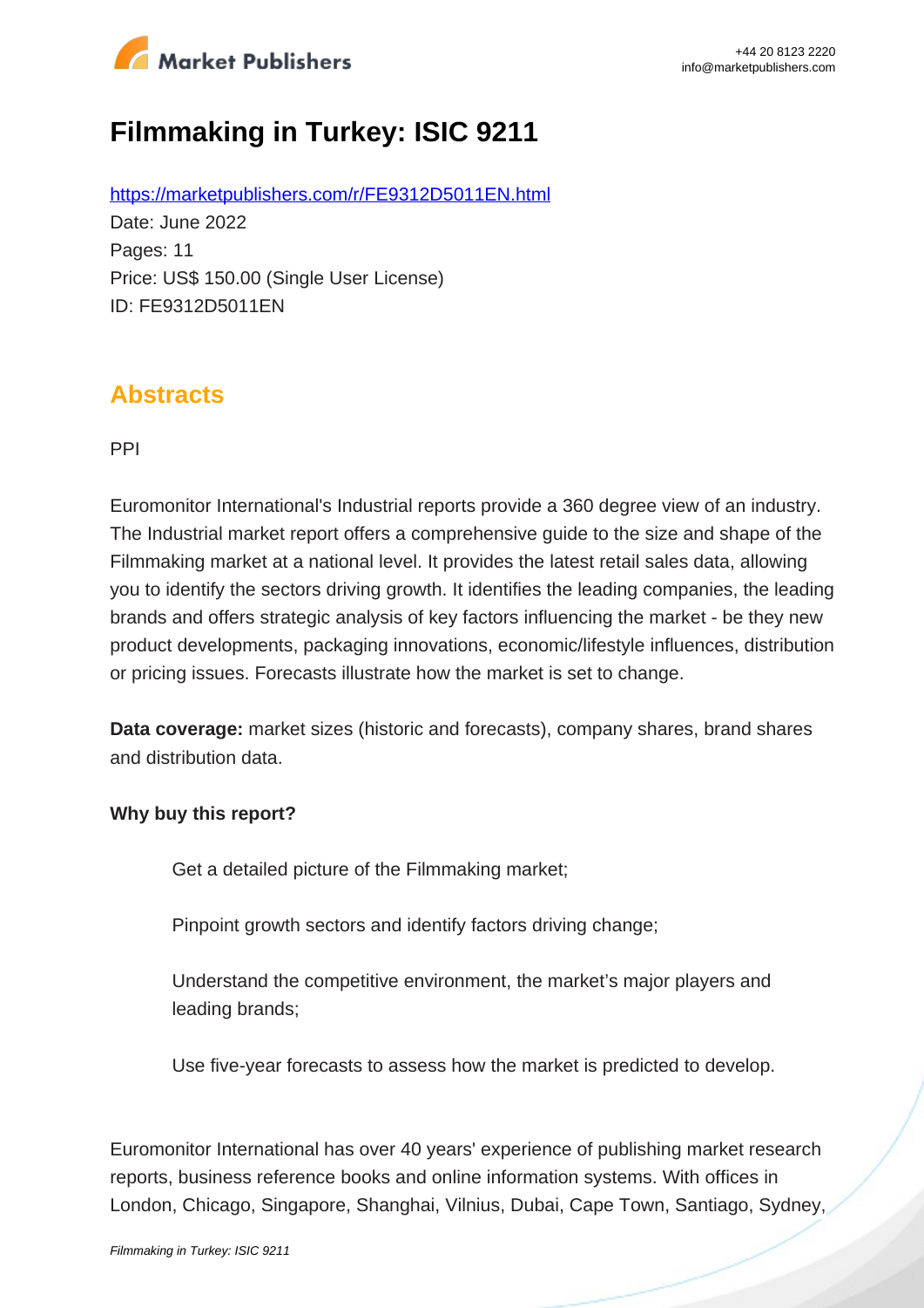# Filmmaking in Turkey: ISIC 9211

https://marketpublishers.com/r/FE9312D5011EN.html

Date: June 2022

Pages: 11

Price: US$ 150.00 (Single User License)

ID: FE9312D5011EN

## Abstracts

PPI

Euromonitor International's Industrial reports provide a 360 degree view of an industry. The Industrial market report offers a comprehensive guide to the size and shape of the Filmmaking market at a national level. It provides the latest retail sales data, allowing you to identify the sectors driving growth. It identifies the leading companies, the leading brands and offers strategic analysis of key factors influencing the market - be they new product developments, packaging innovations, economic/lifestyle influences, distribution or pricing issues. Forecasts illustrate how the market is set to change.

**Data coverage:** market sizes (historic and forecasts), company shares, brand shares and distribution data.

**Why buy this report?**

- Get a detailed picture of the Filmmaking market;
- Pinpoint growth sectors and identify factors driving change;
- Understand the competitive environment, the market's major players and leading brands;
- Use five-year forecasts to assess how the market is predicted to develop.

Euromonitor International has over 40 years' experience of publishing market research reports, business reference books and online information systems. With offices in London, Chicago, Singapore, Shanghai, Vilnius, Dubai, Cape Town, Santiago, Sydney,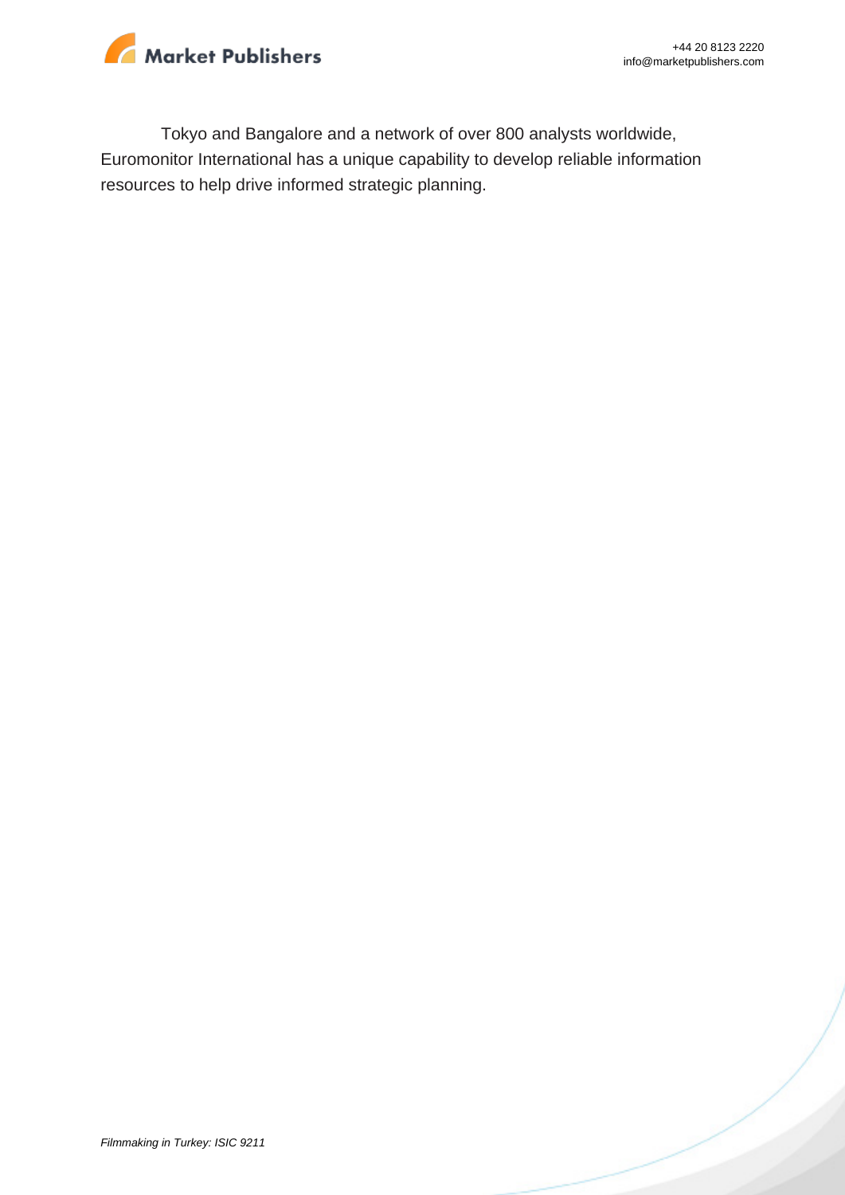Tokyo and Bangalore and a network of over 800 analysts worldwide, Euromonitor International has a unique capability to develop reliable information resources to help drive informed strategic planning.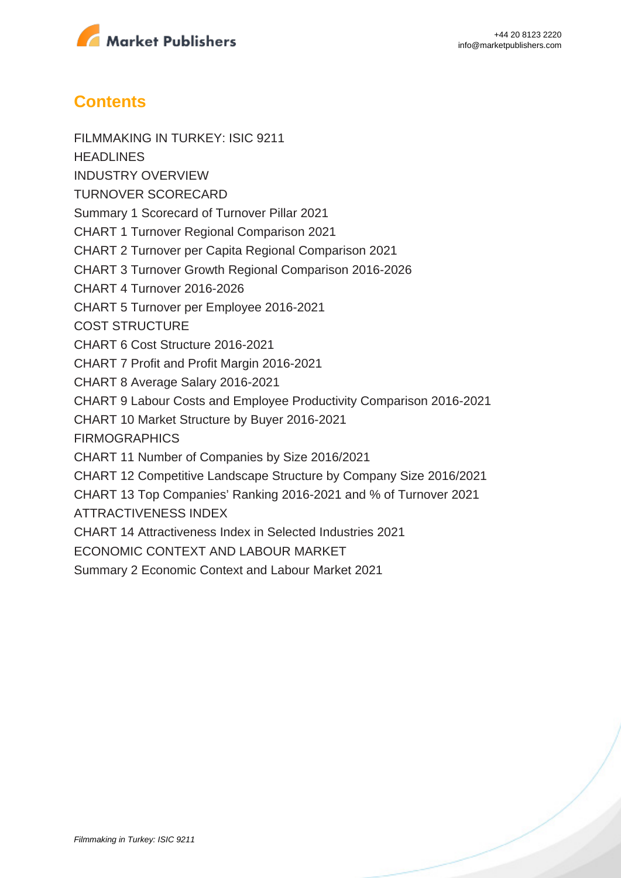## Contents

FILMMAKING IN TURKEY: ISIC 9211

HEADLINES

INDUSTRY OVERVIEW

TURNOVER SCORECARD

Summary 1 Scorecard of Turnover Pillar 2021

CHART 1 Turnover Regional Comparison 2021

CHART 2 Turnover per Capita Regional Comparison 2021

CHART 3 Turnover Growth Regional Comparison 2016-2026

CHART 4 Turnover 2016-2026

CHART 5 Turnover per Employee 2016-2021

COST STRUCTURE

CHART 6 Cost Structure 2016-2021

CHART 7 Profit and Profit Margin 2016-2021

CHART 8 Average Salary 2016-2021

CHART 9 Labour Costs and Employee Productivity Comparison 2016-2021

CHART 10 Market Structure by Buyer 2016-2021

FIRMOGRAPHICS

CHART 11 Number of Companies by Size 2016/2021

CHART 12 Competitive Landscape Structure by Company Size 2016/2021

CHART 13 Top Companies' Ranking 2016-2021 and % of Turnover 2021

ATTRACTIVENESS INDEX

CHART 14 Attractiveness Index in Selected Industries 2021

ECONOMIC CONTEXT AND LABOUR MARKET

Summary 2 Economic Context and Labour Market 2021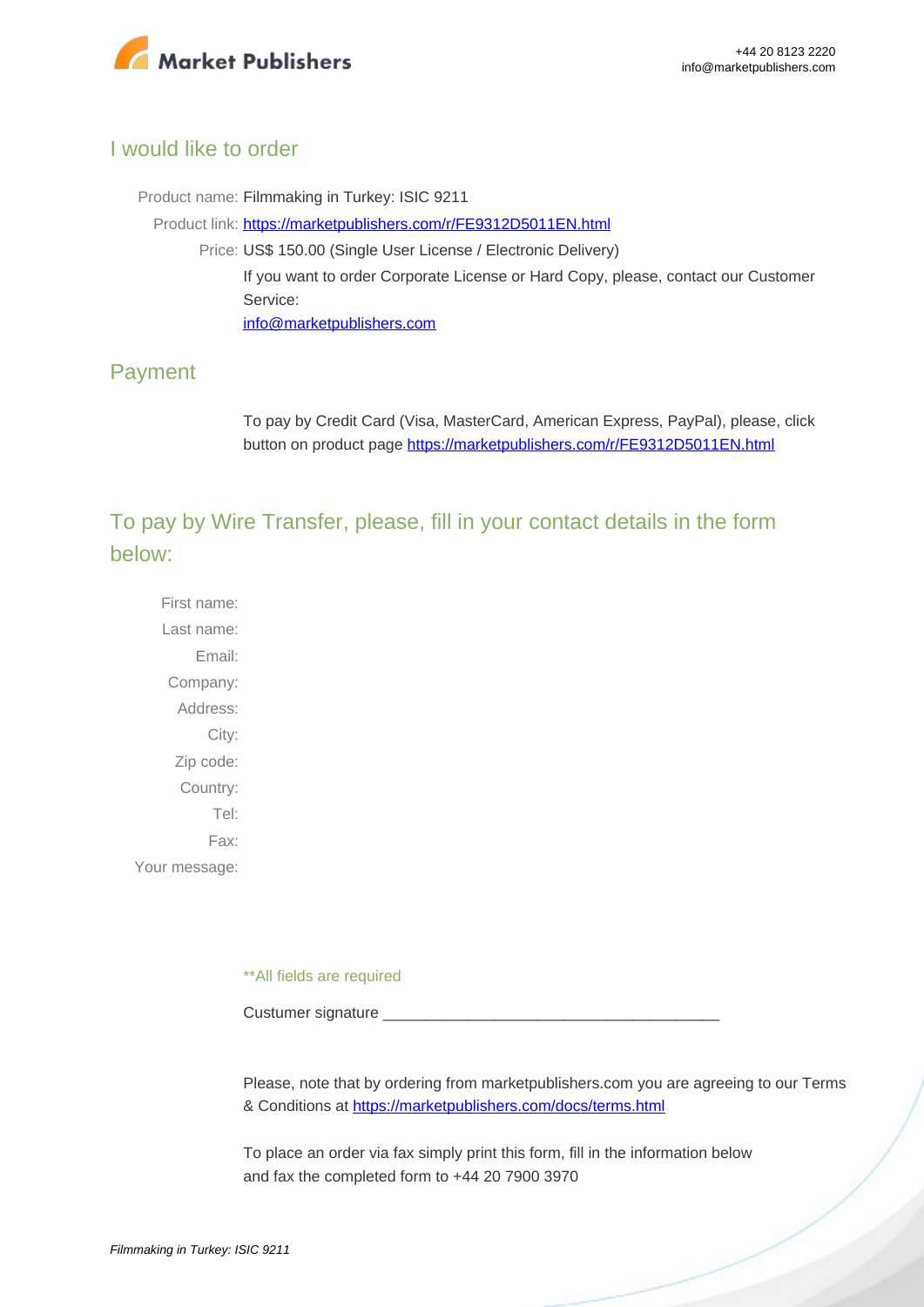## I would like to order

Product name: Filmmaking in Turkey: ISIC 9211

Product link: https://marketpublishers.com/r/FE9312D5011EN.html

Price: US$ 150.00 (Single User License / Electronic Delivery)

If you want to order Corporate License or Hard Copy, please, contact our Customer Service:

info@marketpublishers.com

## Payment

To pay by Credit Card (Visa, MasterCard, American Express, PayPal), please, click button on product page https://marketpublishers.com/r/FE9312D5011EN.html

## To pay by Wire Transfer, please, fill in your contact details in the form below:

First name:

Last name:

Email:

Company:

Address:

City:

Zip code:

Country:

Tel:

Fax:

Your message:

**All fields are required

Custumer signature _______________________________________

Please, note that by ordering from marketpublishers.com you are agreeing to our Terms & Conditions at https://marketpublishers.com/docs/terms.html

To place an order via fax simply print this form, fill in the information below and fax the completed form to +44 20 7900 3970